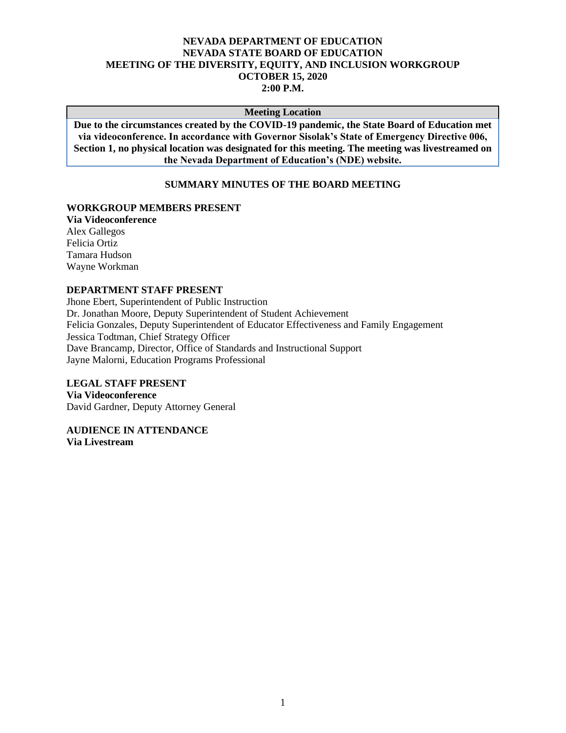# NEVADA DEPARTMENT OF EDUCATION
# NEVADA STATE BOARD OF EDUCATION
# MEETING OF THE DIVERSITY, EQUITY, AND INCLUSION WORKGROUP
# OCTOBER 15, 2020
# 2:00 P.M.

| Meeting Location |
|---|
| **Due to the circumstances created by the COVID-19 pandemic, the State Board of Education met via videoconference. In accordance with Governor Sisolak's State of Emergency Directive 006, Section 1, no physical location was designated for this meeting. The meeting was livestreamed on the Nevada Department of Education's (NDE) website.** |

## SUMMARY MINUTES OF THE BOARD MEETING

**WORKGROUP MEMBERS PRESENT**
**Via Videoconference**
Alex Gallegos
Felicia Ortiz
Tamara Hudson
Wayne Workman

**DEPARTMENT STAFF PRESENT**
Jhone Ebert, Superintendent of Public Instruction
Dr. Jonathan Moore, Deputy Superintendent of Student Achievement
Felicia Gonzales, Deputy Superintendent of Educator Effectiveness and Family Engagement
Jessica Todtman, Chief Strategy Officer
Dave Brancamp, Director, Office of Standards and Instructional Support
Jayne Malorni, Education Programs Professional

**LEGAL STAFF PRESENT**
**Via Videoconference**
David Gardner, Deputy Attorney General

**AUDIENCE IN ATTENDANCE**
**Via Livestream**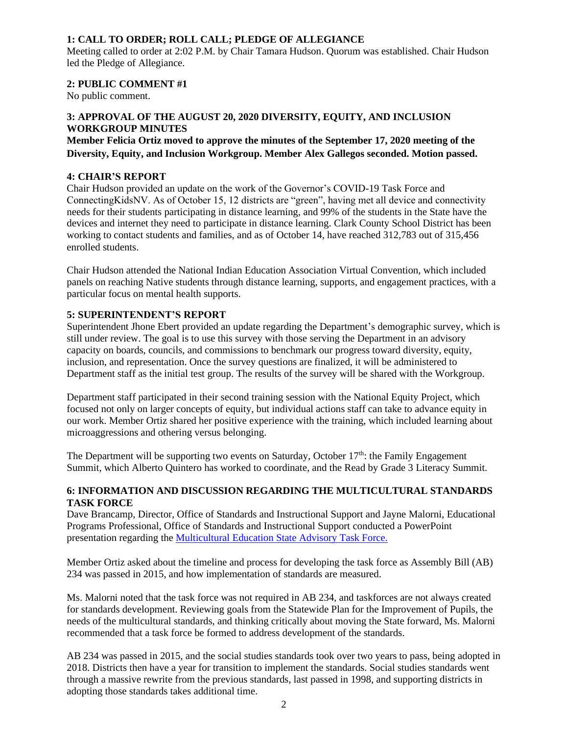### 1: CALL TO ORDER; ROLL CALL; PLEDGE OF ALLEGIANCE

Meeting called to order at 2:02 P.M. by Chair Tamara Hudson. Quorum was established. Chair Hudson led the Pledge of Allegiance.

### 2: PUBLIC COMMENT #1

No public comment.

### 3: APPROVAL OF THE AUGUST 20, 2020 DIVERSITY, EQUITY, AND INCLUSION WORKGROUP MINUTES

**Member Felicia Ortiz moved to approve the minutes of the September 17, 2020 meeting of the Diversity, Equity, and Inclusion Workgroup. Member Alex Gallegos seconded. Motion passed.**

### 4: CHAIR'S REPORT

Chair Hudson provided an update on the work of the Governor's COVID-19 Task Force and ConnectingKidsNV. As of October 15, 12 districts are "green", having met all device and connectivity needs for their students participating in distance learning, and 99% of the students in the State have the devices and internet they need to participate in distance learning. Clark County School District has been working to contact students and families, and as of October 14, have reached 312,783 out of 315,456 enrolled students.

Chair Hudson attended the National Indian Education Association Virtual Convention, which included panels on reaching Native students through distance learning, supports, and engagement practices, with a particular focus on mental health supports.

### 5: SUPERINTENDENT'S REPORT

Superintendent Jhone Ebert provided an update regarding the Department's demographic survey, which is still under review. The goal is to use this survey with those serving the Department in an advisory capacity on boards, councils, and commissions to benchmark our progress toward diversity, equity, inclusion, and representation. Once the survey questions are finalized, it will be administered to Department staff as the initial test group. The results of the survey will be shared with the Workgroup.

Department staff participated in their second training session with the National Equity Project, which focused not only on larger concepts of equity, but individual actions staff can take to advance equity in our work. Member Ortiz shared her positive experience with the training, which included learning about microaggressions and othering versus belonging.

The Department will be supporting two events on Saturday, October 17th: the Family Engagement Summit, which Alberto Quintero has worked to coordinate, and the Read by Grade 3 Literacy Summit.

### 6: INFORMATION AND DISCUSSION REGARDING THE MULTICULTURAL STANDARDS TASK FORCE

Dave Brancamp, Director, Office of Standards and Instructional Support and Jayne Malorni, Educational Programs Professional, Office of Standards and Instructional Support conducted a PowerPoint presentation regarding the Multicultural Education State Advisory Task Force.

Member Ortiz asked about the timeline and process for developing the task force as Assembly Bill (AB) 234 was passed in 2015, and how implementation of standards are measured.

Ms. Malorni noted that the task force was not required in AB 234, and taskforces are not always created for standards development. Reviewing goals from the Statewide Plan for the Improvement of Pupils, the needs of the multicultural standards, and thinking critically about moving the State forward, Ms. Malorni recommended that a task force be formed to address development of the standards.

AB 234 was passed in 2015, and the social studies standards took over two years to pass, being adopted in 2018. Districts then have a year for transition to implement the standards. Social studies standards went through a massive rewrite from the previous standards, last passed in 1998, and supporting districts in adopting those standards takes additional time.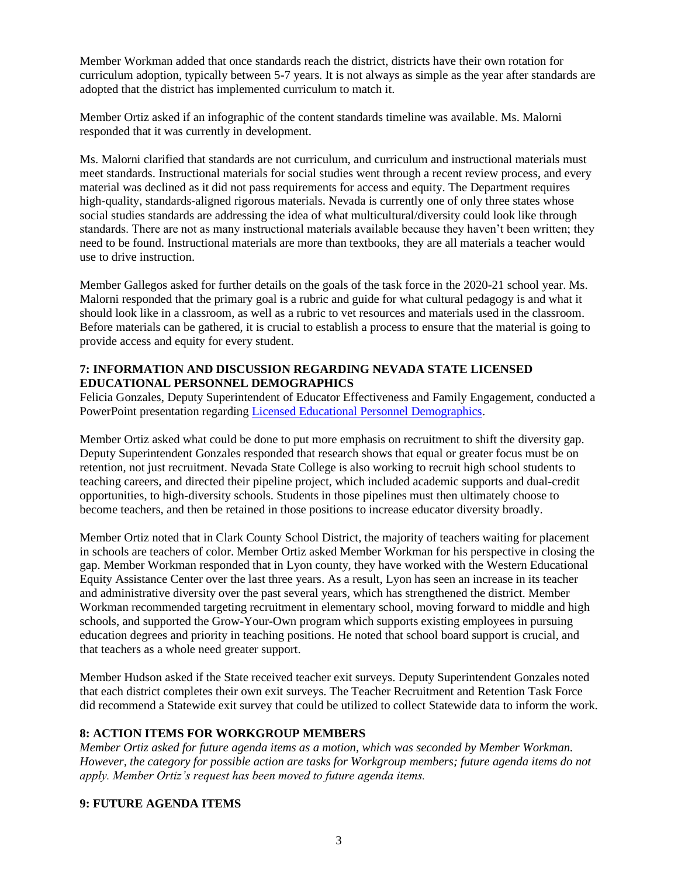Member Workman added that once standards reach the district, districts have their own rotation for curriculum adoption, typically between 5-7 years. It is not always as simple as the year after standards are adopted that the district has implemented curriculum to match it.

Member Ortiz asked if an infographic of the content standards timeline was available. Ms. Malorni responded that it was currently in development.

Ms. Malorni clarified that standards are not curriculum, and curriculum and instructional materials must meet standards. Instructional materials for social studies went through a recent review process, and every material was declined as it did not pass requirements for access and equity. The Department requires high-quality, standards-aligned rigorous materials. Nevada is currently one of only three states whose social studies standards are addressing the idea of what multicultural/diversity could look like through standards. There are not as many instructional materials available because they haven't been written; they need to be found. Instructional materials are more than textbooks, they are all materials a teacher would use to drive instruction.

Member Gallegos asked for further details on the goals of the task force in the 2020-21 school year. Ms. Malorni responded that the primary goal is a rubric and guide for what cultural pedagogy is and what it should look like in a classroom, as well as a rubric to vet resources and materials used in the classroom. Before materials can be gathered, it is crucial to establish a process to ensure that the material is going to provide access and equity for every student.

**7: INFORMATION AND DISCUSSION REGARDING NEVADA STATE LICENSED EDUCATIONAL PERSONNEL DEMOGRAPHICS**

Felicia Gonzales, Deputy Superintendent of Educator Effectiveness and Family Engagement, conducted a PowerPoint presentation regarding [Licensed Educational Personnel Demographics](#).

Member Ortiz asked what could be done to put more emphasis on recruitment to shift the diversity gap. Deputy Superintendent Gonzales responded that research shows that equal or greater focus must be on retention, not just recruitment. Nevada State College is also working to recruit high school students to teaching careers, and directed their pipeline project, which included academic supports and dual-credit opportunities, to high-diversity schools. Students in those pipelines must then ultimately choose to become teachers, and then be retained in those positions to increase educator diversity broadly.

Member Ortiz noted that in Clark County School District, the majority of teachers waiting for placement in schools are teachers of color. Member Ortiz asked Member Workman for his perspective in closing the gap. Member Workman responded that in Lyon county, they have worked with the Western Educational Equity Assistance Center over the last three years. As a result, Lyon has seen an increase in its teacher and administrative diversity over the past several years, which has strengthened the district. Member Workman recommended targeting recruitment in elementary school, moving forward to middle and high schools, and supported the Grow-Your-Own program which supports existing employees in pursuing education degrees and priority in teaching positions. He noted that school board support is crucial, and that teachers as a whole need greater support.

Member Hudson asked if the State received teacher exit surveys. Deputy Superintendent Gonzales noted that each district completes their own exit surveys. The Teacher Recruitment and Retention Task Force did recommend a Statewide exit survey that could be utilized to collect Statewide data to inform the work.

**8: ACTION ITEMS FOR WORKGROUP MEMBERS**

*Member Ortiz asked for future agenda items as a motion, which was seconded by Member Workman. However, the category for possible action are tasks for Workgroup members; future agenda items do not apply. Member Ortiz's request has been moved to future agenda items.*

**9: FUTURE AGENDA ITEMS**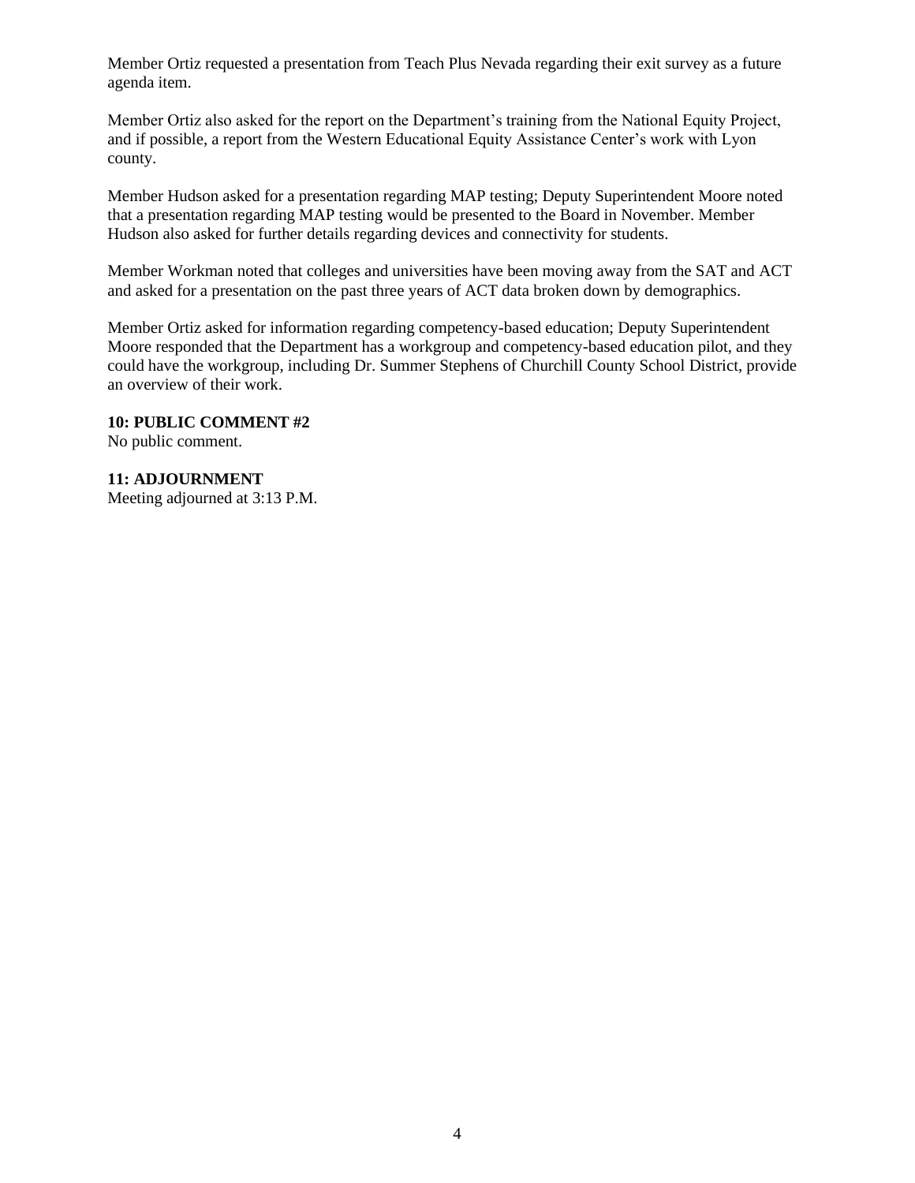Member Ortiz requested a presentation from Teach Plus Nevada regarding their exit survey as a future agenda item.

Member Ortiz also asked for the report on the Department's training from the National Equity Project, and if possible, a report from the Western Educational Equity Assistance Center's work with Lyon county.

Member Hudson asked for a presentation regarding MAP testing; Deputy Superintendent Moore noted that a presentation regarding MAP testing would be presented to the Board in November. Member Hudson also asked for further details regarding devices and connectivity for students.

Member Workman noted that colleges and universities have been moving away from the SAT and ACT and asked for a presentation on the past three years of ACT data broken down by demographics.

Member Ortiz asked for information regarding competency-based education; Deputy Superintendent Moore responded that the Department has a workgroup and competency-based education pilot, and they could have the workgroup, including Dr. Summer Stephens of Churchill County School District, provide an overview of their work.

**10: PUBLIC COMMENT #2**
No public comment.

**11: ADJOURNMENT**
Meeting adjourned at 3:13 P.M.